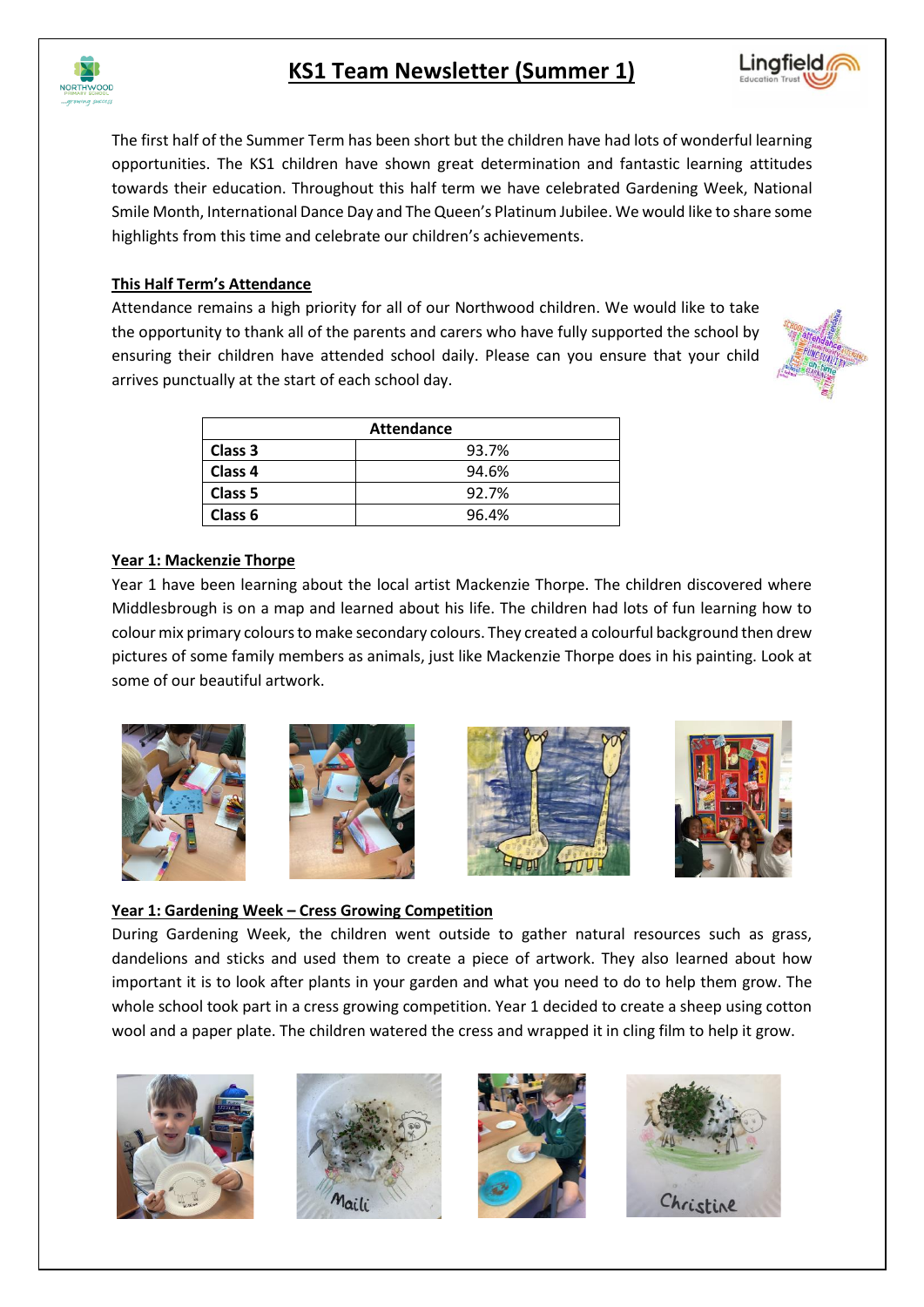# KS1 Team Newsletter (Summer 1)

The first half of the Summer Term has been short but the children have had lots of wonderful learning opportunities. The KS1 children have shown great determination and fantastic learning attitudes towards their education. Throughout this half term we have celebrated Gardening Week, National Smile Month, International Dance Day and The Queen's Platinum Jubilee. We would like to share some highlights from this time and celebrate our children's achievements.

## This Half Term's Attendance

Attendance remains a high priority for all of our Northwood children. We would like to take the opportunity to thank all of the parents and carers who have fully supported the school by ensuring their children have attended school daily. Please can you ensure that your child arrives punctually at the start of each school day.

| Attendance | |
|---|---|
| **Class 3** | 93.7% |
| **Class 4** | 94.6% |
| **Class 5** | 92.7% |
| **Class 6** | 96.4% |

## Year 1: Mackenzie Thorpe

Year 1 have been learning about the local artist Mackenzie Thorpe. The children discovered where Middlesbrough is on a map and learned about his life. The children had lots of fun learning how to colour mix primary colours to make secondary colours. They created a colourful background then drew pictures of some family members as animals, just like Mackenzie Thorpe does in his painting. Look at some of our beautiful artwork.

## Year 1: Gardening Week – Cress Growing Competition

During Gardening Week, the children went outside to gather natural resources such as grass, dandelions and sticks and used them to create a piece of artwork. They also learned about how important it is to look after plants in your garden and what you need to do to help them grow. The whole school took part in a cress growing competition. Year 1 decided to create a sheep using cotton wool and a paper plate. The children watered the cress and wrapped it in cling film to help it grow.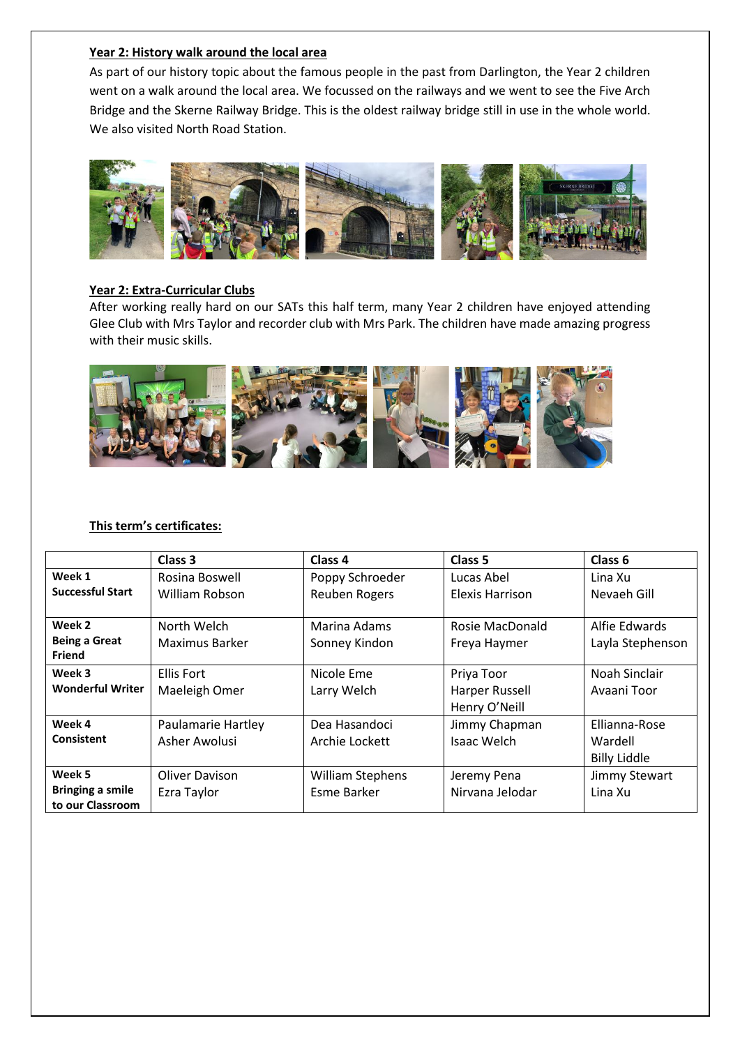**Year 2: History walk around the local area**

As part of our history topic about the famous people in the past from Darlington, the Year 2 children went on a walk around the local area. We focussed on the railways and we went to see the Five Arch Bridge and the Skerne Railway Bridge. This is the oldest railway bridge still in use in the whole world. We also visited North Road Station.

**Year 2: Extra-Curricular Clubs**

After working really hard on our SATs this half term, many Year 2 children have enjoyed attending Glee Club with Mrs Taylor and recorder club with Mrs Park. The children have made amazing progress with their music skills.

**This term's certificates:**

| | Class 3 | Class 4 | Class 5 | Class 6 |
|---|---|---|---|---|
| **Week 1 Successful Start** | Rosina Boswell<br>William Robson | Poppy Schroeder<br>Reuben Rogers | Lucas Abel<br>Elexis Harrison | Lina Xu<br>Nevaeh Gill |
| **Week 2 Being a Great Friend** | North Welch<br>Maximus Barker | Marina Adams<br>Sonney Kindon | Rosie MacDonald<br>Freya Haymer | Alfie Edwards<br>Layla Stephenson |
| **Week 3 Wonderful Writer** | Ellis Fort<br>Maeleigh Omer | Nicole Eme<br>Larry Welch | Priya Toor<br>Harper Russell<br>Henry O'Neill | Noah Sinclair<br>Avaani Toor |
| **Week 4 Consistent** | Paulamarie Hartley<br>Asher Awolusi | Dea Hasandoci<br>Archie Lockett | Jimmy Chapman<br>Isaac Welch | Ellianna-Rose Wardell<br>Billy Liddle |
| **Week 5 Bringing a smile to our Classroom** | Oliver Davison<br>Ezra Taylor | William Stephens<br>Esme Barker | Jeremy Pena<br>Nirvana Jelodar | Jimmy Stewart<br>Lina Xu |